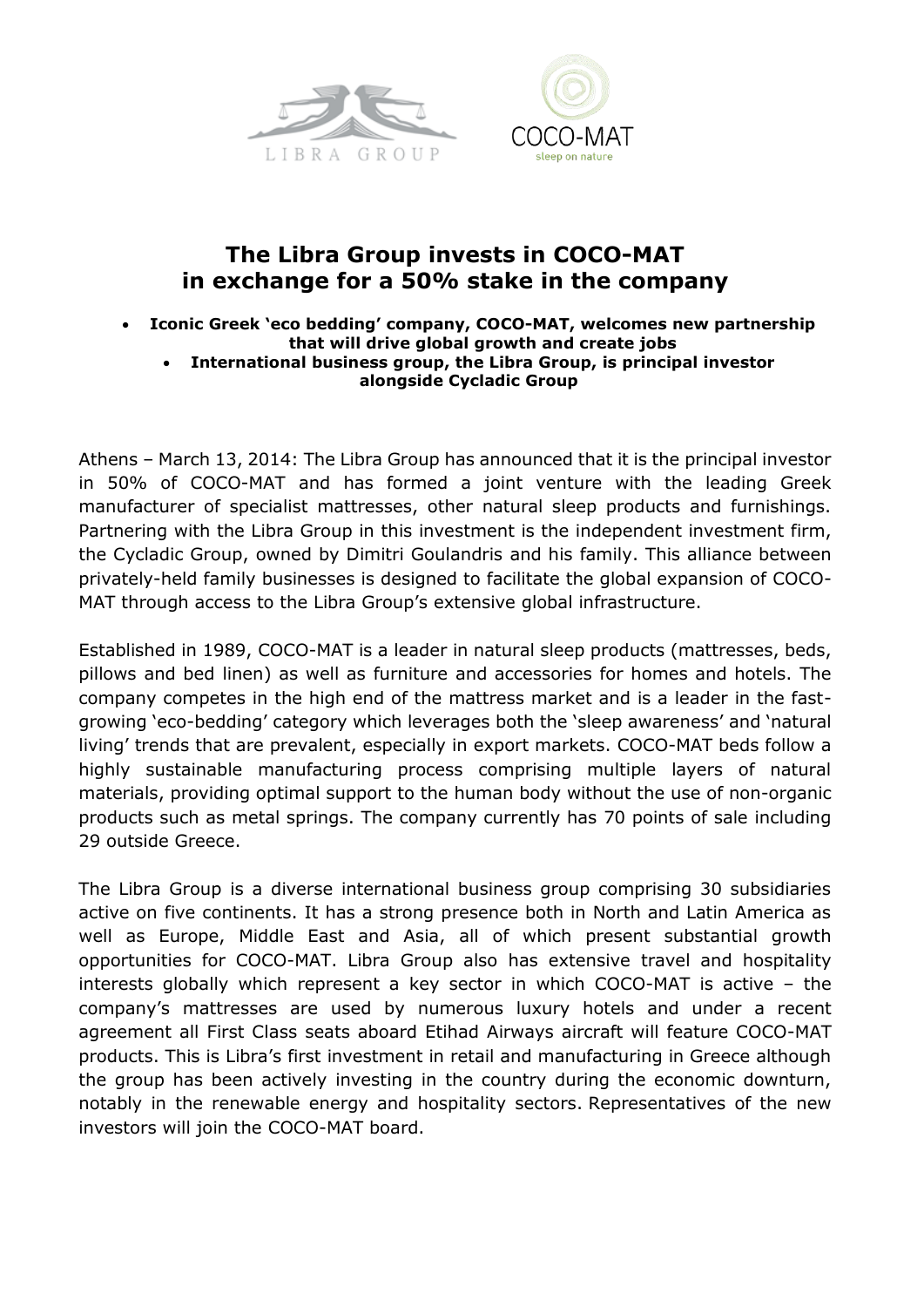# The Libra Group invests in COCO-MAT in exchange for a 50% stake in the company

- **Iconic Greek 'eco bedding' company, COCO-MAT, welcomes new partnership that will drive global growth and create jobs**
- **International business group, the Libra Group, is principal investor alongside Cycladic Group**

Athens – March 13, 2014: The Libra Group has announced that it is the principal investor in 50% of COCO-MAT and has formed a joint venture with the leading Greek manufacturer of specialist mattresses, other natural sleep products and furnishings. Partnering with the Libra Group in this investment is the independent investment firm, the Cycladic Group, owned by Dimitri Goulandris and his family. This alliance between privately-held family businesses is designed to facilitate the global expansion of COCO-MAT through access to the Libra Group's extensive global infrastructure.

Established in 1989, COCO-MAT is a leader in natural sleep products (mattresses, beds, pillows and bed linen) as well as furniture and accessories for homes and hotels. The company competes in the high end of the mattress market and is a leader in the fast-growing 'eco-bedding' category which leverages both the 'sleep awareness' and 'natural living' trends that are prevalent, especially in export markets. COCO-MAT beds follow a highly sustainable manufacturing process comprising multiple layers of natural materials, providing optimal support to the human body without the use of non-organic products such as metal springs. The company currently has 70 points of sale including 29 outside Greece.

The Libra Group is a diverse international business group comprising 30 subsidiaries active on five continents. It has a strong presence both in North and Latin America as well as Europe, Middle East and Asia, all of which present substantial growth opportunities for COCO-MAT. Libra Group also has extensive travel and hospitality interests globally which represent a key sector in which COCO-MAT is active – the company's mattresses are used by numerous luxury hotels and under a recent agreement all First Class seats aboard Etihad Airways aircraft will feature COCO-MAT products. This is Libra's first investment in retail and manufacturing in Greece although the group has been actively investing in the country during the economic downturn, notably in the renewable energy and hospitality sectors. Representatives of the new investors will join the COCO-MAT board.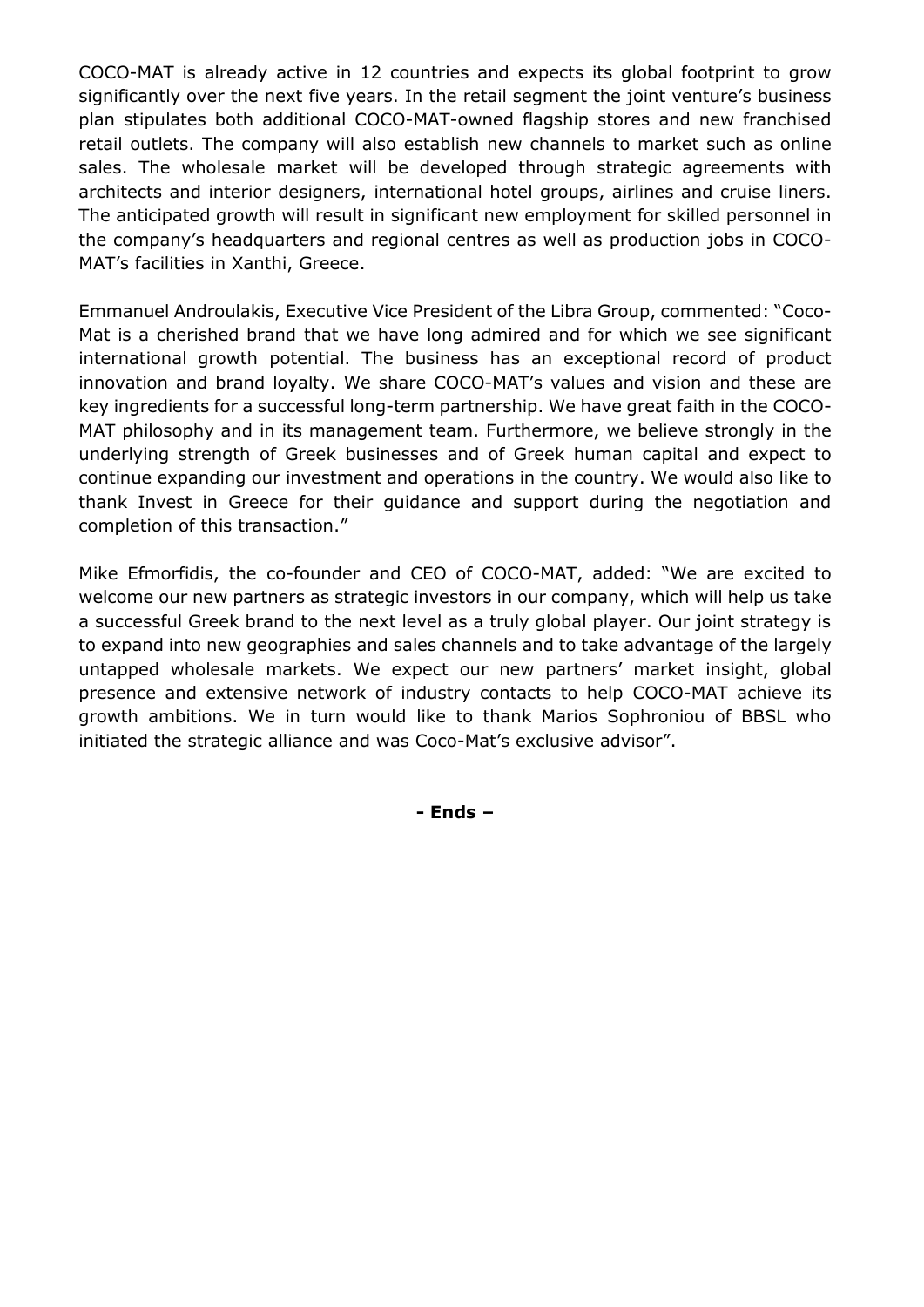COCO-MAT is already active in 12 countries and expects its global footprint to grow significantly over the next five years. In the retail segment the joint venture's business plan stipulates both additional COCO-MAT-owned flagship stores and new franchised retail outlets. The company will also establish new channels to market such as online sales. The wholesale market will be developed through strategic agreements with architects and interior designers, international hotel groups, airlines and cruise liners. The anticipated growth will result in significant new employment for skilled personnel in the company's headquarters and regional centres as well as production jobs in COCO-MAT's facilities in Xanthi, Greece.

Emmanuel Androulakis, Executive Vice President of the Libra Group, commented: "Coco-Mat is a cherished brand that we have long admired and for which we see significant international growth potential. The business has an exceptional record of product innovation and brand loyalty. We share COCO-MAT's values and vision and these are key ingredients for a successful long-term partnership. We have great faith in the COCO-MAT philosophy and in its management team. Furthermore, we believe strongly in the underlying strength of Greek businesses and of Greek human capital and expect to continue expanding our investment and operations in the country. We would also like to thank Invest in Greece for their guidance and support during the negotiation and completion of this transaction."

Mike Efmorfidis, the co-founder and CEO of COCO-MAT, added: "We are excited to welcome our new partners as strategic investors in our company, which will help us take a successful Greek brand to the next level as a truly global player. Our joint strategy is to expand into new geographies and sales channels and to take advantage of the largely untapped wholesale markets. We expect our new partners' market insight, global presence and extensive network of industry contacts to help COCO-MAT achieve its growth ambitions. We in turn would like to thank Marios Sophroniou of BBSL who initiated the strategic alliance and was Coco-Mat's exclusive advisor".

**- Ends –**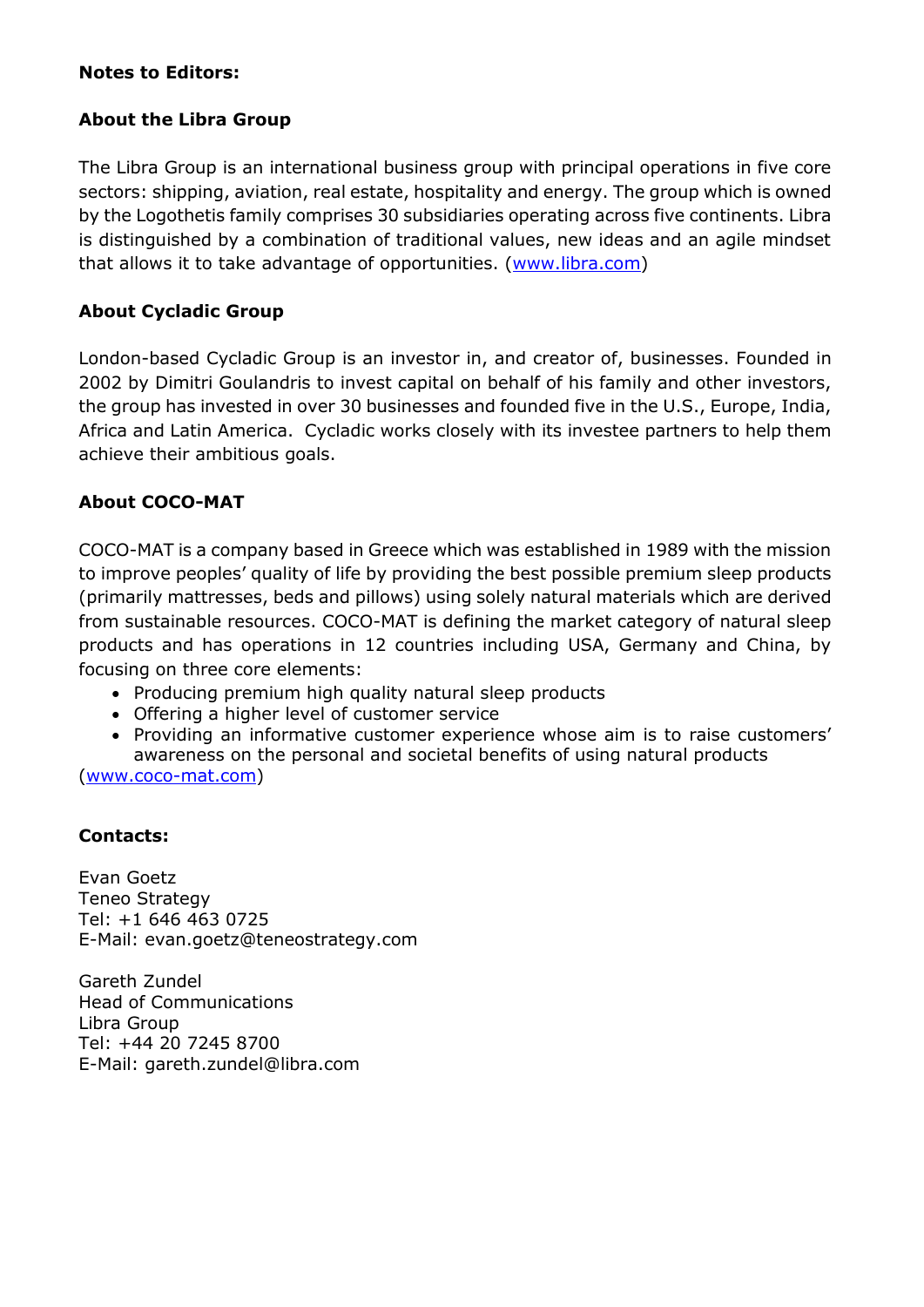**Notes to Editors:**

**About the Libra Group**

The Libra Group is an international business group with principal operations in five core sectors: shipping, aviation, real estate, hospitality and energy. The group which is owned by the Logothetis family comprises 30 subsidiaries operating across five continents. Libra is distinguished by a combination of traditional values, new ideas and an agile mindset that allows it to take advantage of opportunities. ([www.libra.com](www.libra.com))

**About Cycladic Group**

London-based Cycladic Group is an investor in, and creator of, businesses. Founded in 2002 by Dimitri Goulandris to invest capital on behalf of his family and other investors, the group has invested in over 30 businesses and founded five in the U.S., Europe, India, Africa and Latin America. Cycladic works closely with its investee partners to help them achieve their ambitious goals.

**About COCO-MAT**

COCO-MAT is a company based in Greece which was established in 1989 with the mission to improve peoples' quality of life by providing the best possible premium sleep products (primarily mattresses, beds and pillows) using solely natural materials which are derived from sustainable resources. COCO-MAT is defining the market category of natural sleep products and has operations in 12 countries including USA, Germany and China, by focusing on three core elements:

- Producing premium high quality natural sleep products
- Offering a higher level of customer service
- Providing an informative customer experience whose aim is to raise customers' awareness on the personal and societal benefits of using natural products

([www.coco-mat.com](www.coco-mat.com))

**Contacts:**

Evan Goetz
Teneo Strategy
Tel: +1 646 463 0725
E-Mail: evan.goetz@teneostrategy.com

Gareth Zundel
Head of Communications
Libra Group
Tel: +44 20 7245 8700
E-Mail: gareth.zundel@libra.com